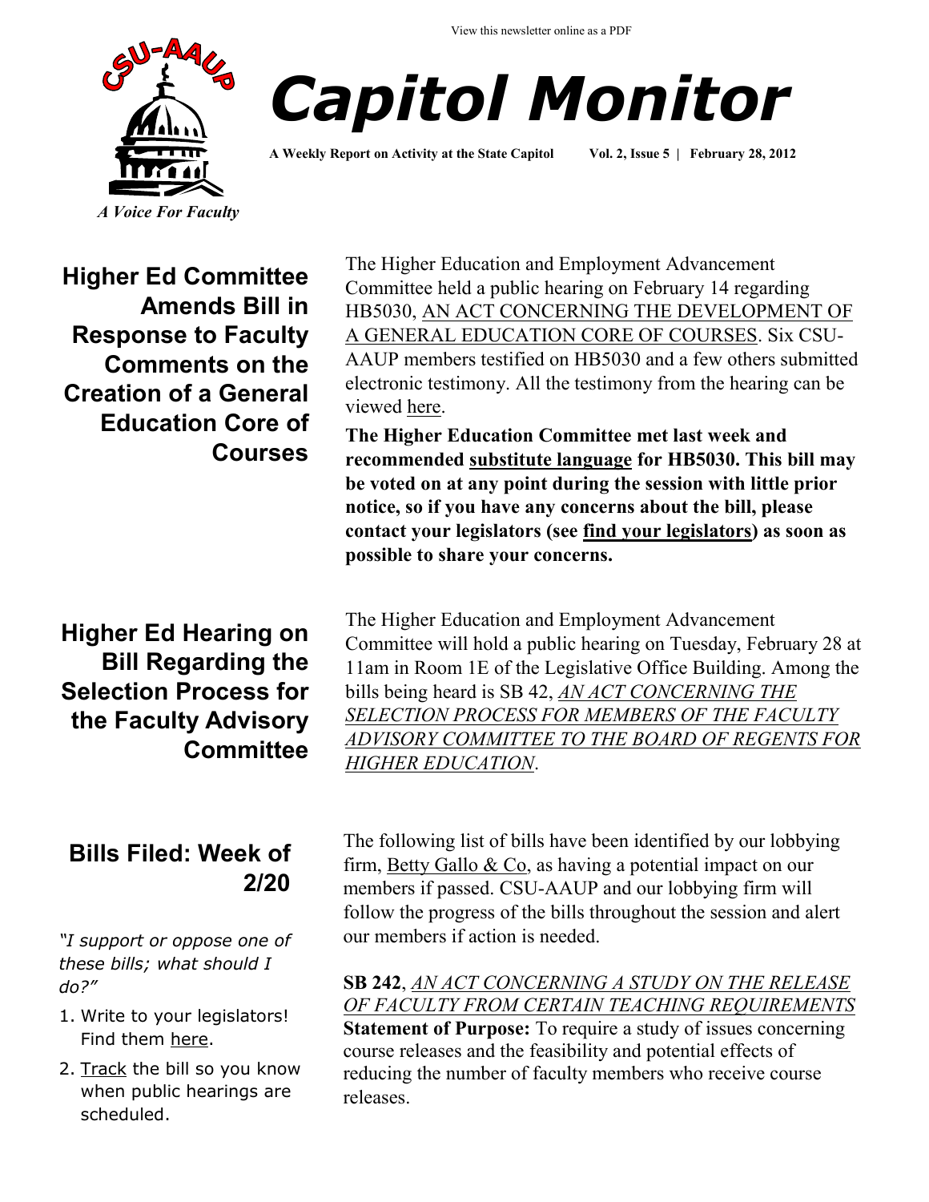View this newsletter online as a PDF

CSU-AAUP

*A Voice For Faculty*

# *Capitol Monitor*

**A Weekly Report on Activity at the State Capitol Vol. 2, Issue 5 | February 28, 2012**

## Higher Ed Committee Amends Bill in Response to Faculty Comments on the Creation of a General Education Core of Courses

The Higher Education and Employment Advancement Committee held a public hearing on February 14 regarding HB5030, AN ACT CONCERNING THE DEVELOPMENT OF A GENERAL EDUCATION CORE OF COURSES. Six CSU-AAUP members testified on HB5030 and a few others submitted electronic testimony. All the testimony from the hearing can be viewed here.

**The Higher Education Committee met last week and recommended substitute language for HB5030. This bill may be voted on at any point during the session with little prior notice, so if you have any concerns about the bill, please contact your legislators (see find your legislators) as soon as possible to share your concerns.**

## Higher Ed Hearing on Bill Regarding the Selection Process for the Faculty Advisory Committee

The Higher Education and Employment Advancement Committee will hold a public hearing on Tuesday, February 28 at 11am in Room 1E of the Legislative Office Building. Among the bills being heard is SB 42, *AN ACT CONCERNING THE SELECTION PROCESS FOR MEMBERS OF THE FACULTY ADVISORY COMMITTEE TO THE BOARD OF REGENTS FOR HIGHER EDUCATION*.

## Bills Filed: Week of 2/20

*"I support or oppose one of these bills; what should I do?"*

1. Write to your legislators! Find them here.
2. Track the bill so you know when public hearings are scheduled.

The following list of bills have been identified by our lobbying firm, Betty Gallo & Co, as having a potential impact on our members if passed. CSU-AAUP and our lobbying firm will follow the progress of the bills throughout the session and alert our members if action is needed.

**SB 242**, *AN ACT CONCERNING A STUDY ON THE RELEASE OF FACULTY FROM CERTAIN TEACHING REQUIREMENTS*
**Statement of Purpose:** To require a study of issues concerning course releases and the feasibility and potential effects of reducing the number of faculty members who receive course releases.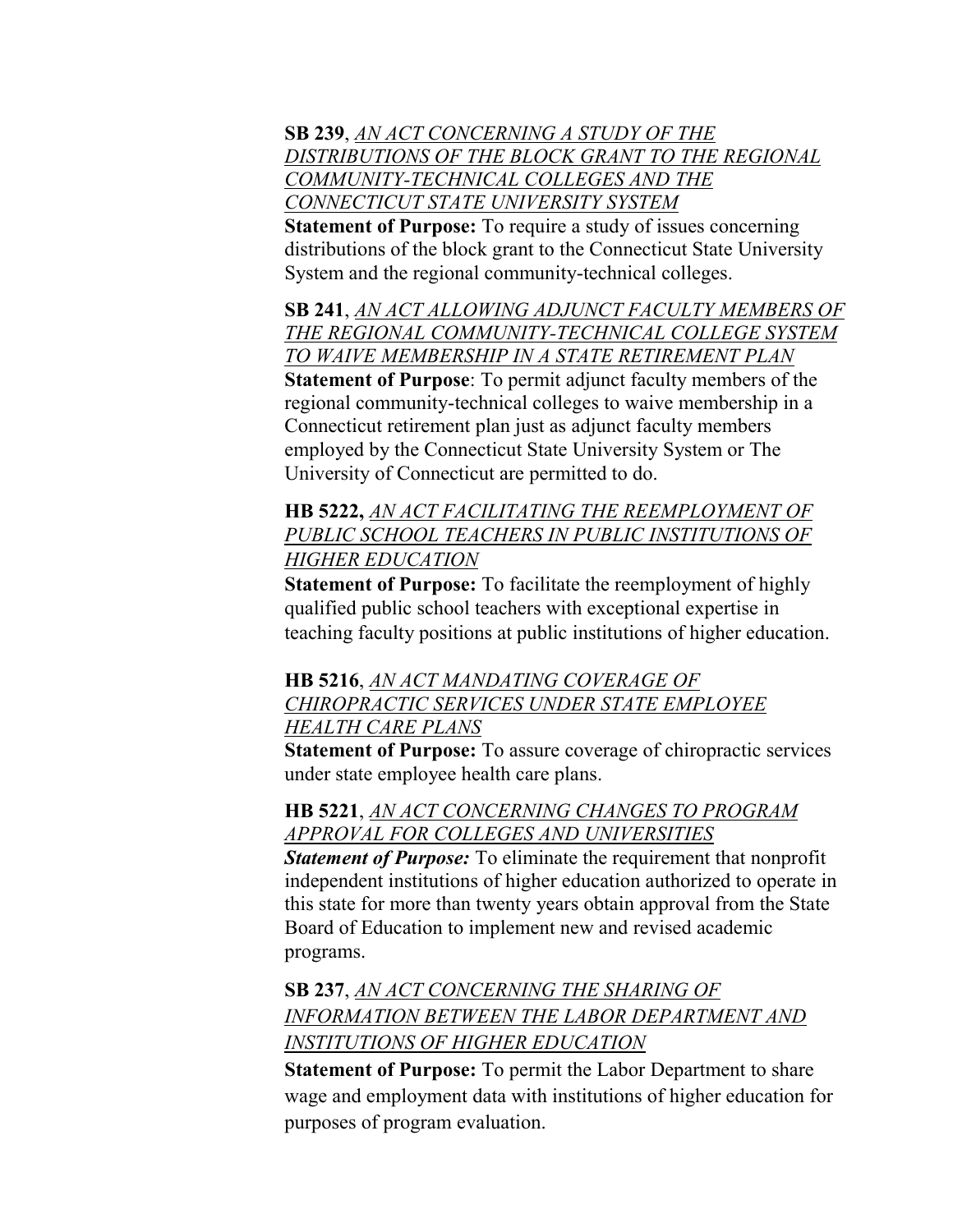**SB 239**, _AN ACT CONCERNING A STUDY OF THE DISTRIBUTIONS OF THE BLOCK GRANT TO THE REGIONAL COMMUNITY-TECHNICAL COLLEGES AND THE CONNECTICUT STATE UNIVERSITY SYSTEM_

**Statement of Purpose:** To require a study of issues concerning distributions of the block grant to the Connecticut State University System and the regional community-technical colleges.

**SB 241**, _AN ACT ALLOWING ADJUNCT FACULTY MEMBERS OF THE REGIONAL COMMUNITY-TECHNICAL COLLEGE SYSTEM TO WAIVE MEMBERSHIP IN A STATE RETIREMENT PLAN_

**Statement of Purpose**: To permit adjunct faculty members of the regional community-technical colleges to waive membership in a Connecticut retirement plan just as adjunct faculty members employed by the Connecticut State University System or The University of Connecticut are permitted to do.

**HB 5222,** _AN ACT FACILITATING THE REEMPLOYMENT OF PUBLIC SCHOOL TEACHERS IN PUBLIC INSTITUTIONS OF HIGHER EDUCATION_

**Statement of Purpose:** To facilitate the reemployment of highly qualified public school teachers with exceptional expertise in teaching faculty positions at public institutions of higher education.

**HB 5216**, _AN ACT MANDATING COVERAGE OF CHIROPRACTIC SERVICES UNDER STATE EMPLOYEE HEALTH CARE PLANS_

**Statement of Purpose:** To assure coverage of chiropractic services under state employee health care plans.

**HB 5221**, _AN ACT CONCERNING CHANGES TO PROGRAM APPROVAL FOR COLLEGES AND UNIVERSITIES_

***Statement of Purpose:*** To eliminate the requirement that nonprofit independent institutions of higher education authorized to operate in this state for more than twenty years obtain approval from the State Board of Education to implement new and revised academic programs.

**SB 237**, _AN ACT CONCERNING THE SHARING OF INFORMATION BETWEEN THE LABOR DEPARTMENT AND INSTITUTIONS OF HIGHER EDUCATION_

**Statement of Purpose:** To permit the Labor Department to share wage and employment data with institutions of higher education for purposes of program evaluation.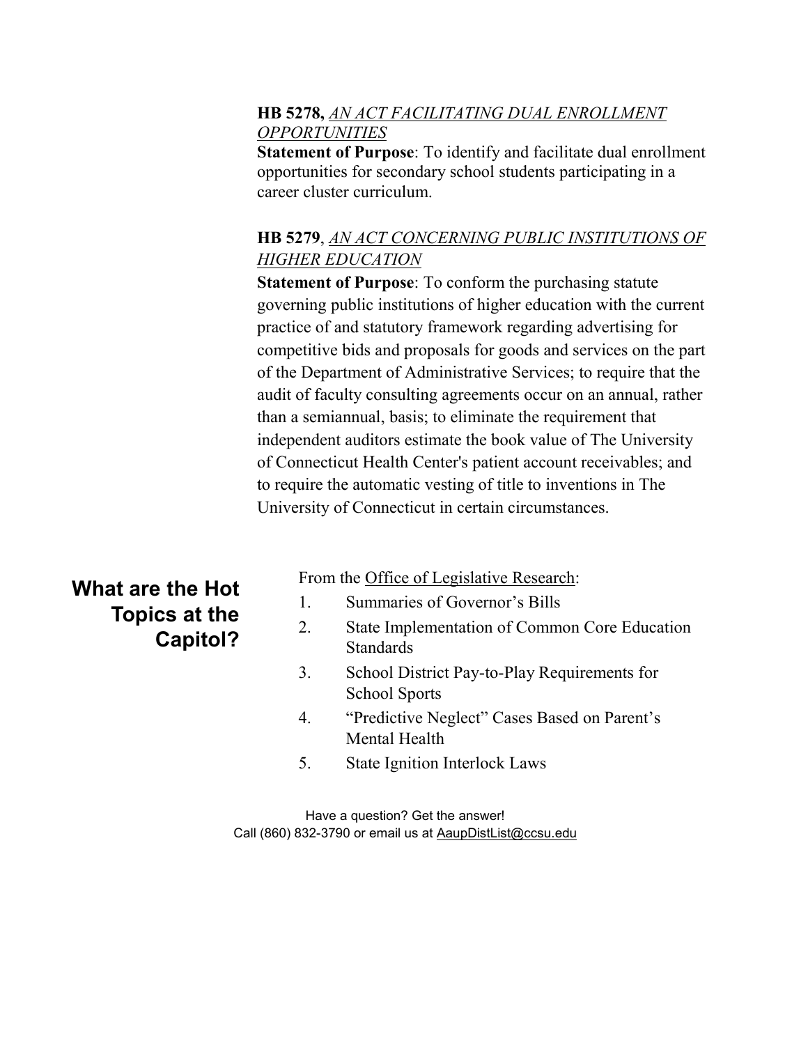**HB 5278,** *AN ACT FACILITATING DUAL ENROLLMENT OPPORTUNITIES*
**Statement of Purpose**: To identify and facilitate dual enrollment opportunities for secondary school students participating in a career cluster curriculum.

**HB 5279**, *AN ACT CONCERNING PUBLIC INSTITUTIONS OF HIGHER EDUCATION*
**Statement of Purpose**: To conform the purchasing statute governing public institutions of higher education with the current practice of and statutory framework regarding advertising for competitive bids and proposals for goods and services on the part of the Department of Administrative Services; to require that the audit of faculty consulting agreements occur on an annual, rather than a semiannual, basis; to eliminate the requirement that independent auditors estimate the book value of The University of Connecticut Health Center's patient account receivables; and to require the automatic vesting of title to inventions in The University of Connecticut in certain circumstances.

## What are the Hot Topics at the Capitol?

From the Office of Legislative Research:

1. Summaries of Governor's Bills
2. State Implementation of Common Core Education Standards
3. School District Pay-to-Play Requirements for School Sports
4. "Predictive Neglect" Cases Based on Parent's Mental Health
5. State Ignition Interlock Laws

Have a question? Get the answer!
Call (860) 832-3790 or email us at AaupDistList@ccsu.edu